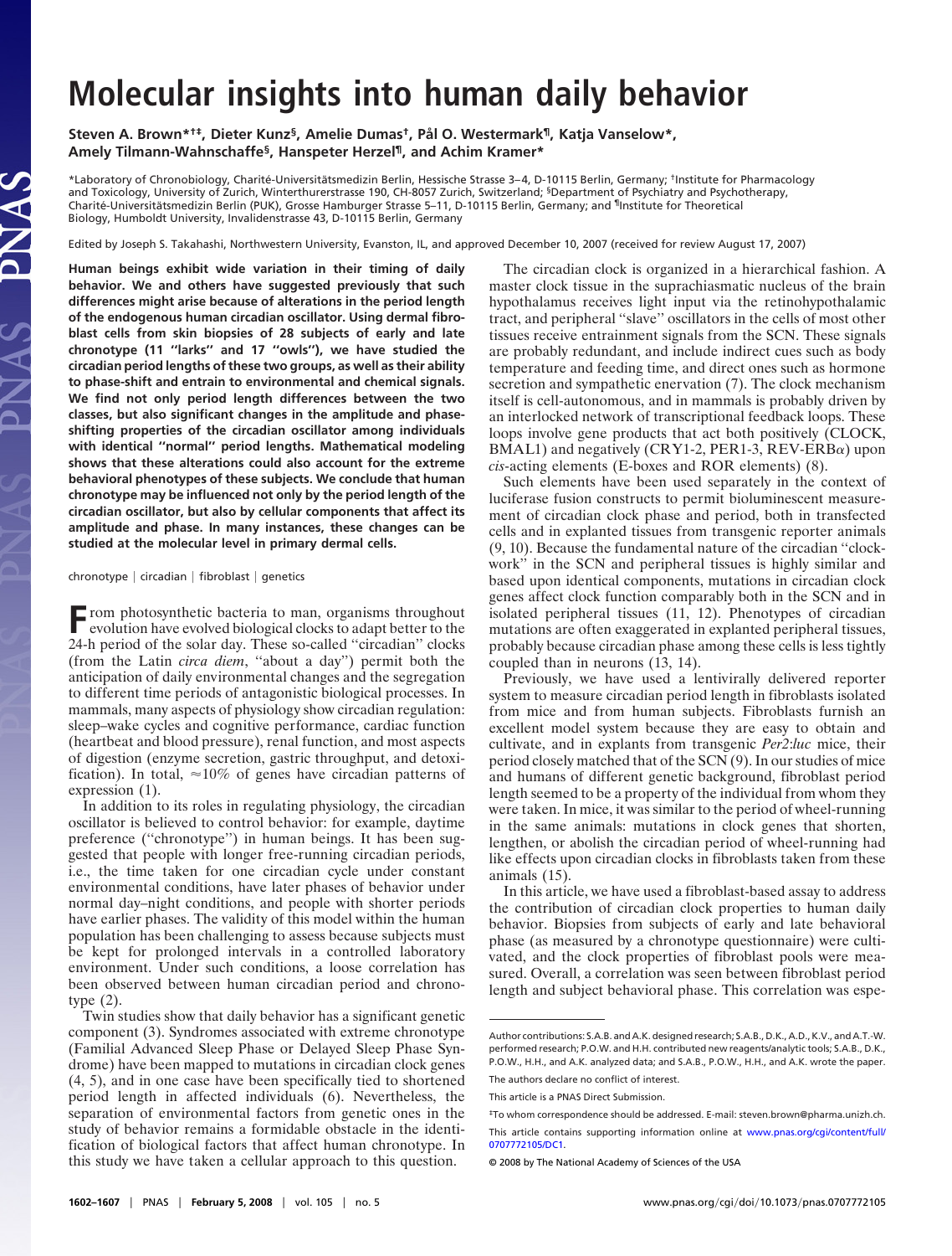# Molecular insights into human daily behavior

**Steven A. Brown*[†‡], Dieter Kunz[§], Amelie Dumas[†], Pål O. Westermark[¶], Katja Vanselow*, Amely Tilmann-Wahnschaffe[§], Hanspeter Herzel[¶], and Achim Kramer***

*Laboratory of Chronobiology, Charité-Universitätsmedizin Berlin, Hessische Strasse 3–4, D-10115 Berlin, Germany; [†]Institute for Pharmacology and Toxicology, University of Zurich, Winterthurerstrasse 190, CH-8057 Zurich, Switzerland; [§]Department of Psychiatry and Psychotherapy, Charité-Universitätsmedizin Berlin (PUK), Grosse Hamburger Strasse 5–11, D-10115 Berlin, Germany; and [¶]Institute for Theoretical Biology, Humboldt University, Invalidenstrasse 43, D-10115 Berlin, Germany

Edited by Joseph S. Takahashi, Northwestern University, Evanston, IL, and approved December 10, 2007 (received for review August 17, 2007)

**Human beings exhibit wide variation in their timing of daily behavior. We and others have suggested previously that such differences might arise because of alterations in the period length of the endogenous human circadian oscillator. Using dermal fibroblast cells from skin biopsies of 28 subjects of early and late chronotype (11 "larks" and 17 "owls"), we have studied the circadian period lengths of these two groups, as well as their ability to phase-shift and entrain to environmental and chemical signals. We find not only period length differences between the two classes, but also significant changes in the amplitude and phase-shifting properties of the circadian oscillator among individuals with identical "normal" period lengths. Mathematical modeling shows that these alterations could also account for the extreme behavioral phenotypes of these subjects. We conclude that human chronotype may be influenced not only by the period length of the circadian oscillator, but also by cellular components that affect its amplitude and phase. In many instances, these changes can be studied at the molecular level in primary dermal cells.**

chronotype | circadian | fibroblast | genetics

From photosynthetic bacteria to man, organisms throughout evolution have evolved biological clocks to adapt better to the 24-h period of the solar day. These so-called "circadian" clocks (from the Latin *circa diem*, "about a day") permit both the anticipation of daily environmental changes and the segregation to different time periods of antagonistic biological processes. In mammals, many aspects of physiology show circadian regulation: sleep–wake cycles and cognitive performance, cardiac function (heartbeat and blood pressure), renal function, and most aspects of digestion (enzyme secretion, gastric throughput, and detoxification). In total, ≈10% of genes have circadian patterns of expression (1).

In addition to its roles in regulating physiology, the circadian oscillator is believed to control behavior: for example, daytime preference ("chronotype") in human beings. It has been suggested that people with longer free-running circadian periods, i.e., the time taken for one circadian cycle under constant environmental conditions, have later phases of behavior under normal day–night conditions, and people with shorter periods have earlier phases. The validity of this model within the human population has been challenging to assess because subjects must be kept for prolonged intervals in a controlled laboratory environment. Under such conditions, a loose correlation has been observed between human circadian period and chronotype (2).

Twin studies show that daily behavior has a significant genetic component (3). Syndromes associated with extreme chronotype (Familial Advanced Sleep Phase or Delayed Sleep Phase Syndrome) have been mapped to mutations in circadian clock genes (4, 5), and in one case have been specifically tied to shortened period length in affected individuals (6). Nevertheless, the separation of environmental factors from genetic ones in the study of behavior remains a formidable obstacle in the identification of biological factors that affect human chronotype. In this study we have taken a cellular approach to this question.

The circadian clock is organized in a hierarchical fashion. A master clock tissue in the suprachiasmatic nucleus of the brain hypothalamus receives light input via the retinohypothalamic tract, and peripheral "slave" oscillators in the cells of most other tissues receive entrainment signals from the SCN. These signals are probably redundant, and include indirect cues such as body temperature and feeding time, and direct ones such as hormone secretion and sympathetic enervation (7). The clock mechanism itself is cell-autonomous, and in mammals is probably driven by an interlocked network of transcriptional feedback loops. These loops involve gene products that act both positively (CLOCK, BMAL1) and negatively (CRY1-2, PER1-3, REV-ERBα) upon *cis*-acting elements (E-boxes and ROR elements) (8).

Such elements have been used separately in the context of luciferase fusion constructs to permit bioluminescent measurement of circadian clock phase and period, both in transfected cells and in explanted tissues from transgenic reporter animals (9, 10). Because the fundamental nature of the circadian "clockwork" in the SCN and peripheral tissues is highly similar and based upon identical components, mutations in circadian clock genes affect clock function comparably both in the SCN and in isolated peripheral tissues (11, 12). Phenotypes of circadian mutations are often exaggerated in explanted peripheral tissues, probably because circadian phase among these cells is less tightly coupled than in neurons (13, 14).

Previously, we have used a lentivirally delivered reporter system to measure circadian period length in fibroblasts isolated from mice and from human subjects. Fibroblasts furnish an excellent model system because they are easy to obtain and cultivate, and in explants from transgenic *Per2:luc* mice, their period closely matched that of the SCN (9). In our studies of mice and humans of different genetic background, fibroblast period length seemed to be a property of the individual from whom they were taken. In mice, it was similar to the period of wheel-running in the same animals: mutations in clock genes that shorten, lengthen, or abolish the circadian period of wheel-running had like effects upon circadian clocks in fibroblasts taken from these animals (15).

In this article, we have used a fibroblast-based assay to address the contribution of circadian clock properties to human daily behavior. Biopsies from subjects of early and late behavioral phase (as measured by a chronotype questionnaire) were cultivated, and the clock properties of fibroblast pools were measured. Overall, a correlation was seen between fibroblast period length and subject behavioral phase. This correlation was espe-

Author contributions: S.A.B. and A.K. designed research; S.A.B., D.K., A.D., K.V., and A.T.-W. performed research; P.O.W. and H.H. contributed new reagents/analytic tools; S.A.B., D.K., P.O.W., H.H., and A.K. analyzed data; and S.A.B., P.O.W., H.H., and A.K. wrote the paper.

The authors declare no conflict of interest.

This article is a PNAS Direct Submission.

[‡]To whom correspondence should be addressed. E-mail: steven.brown@pharma.unizh.ch.

This article contains supporting information online at www.pnas.org/cgi/content/full/0707772105/DC1.

© 2008 by The National Academy of Sciences of the USA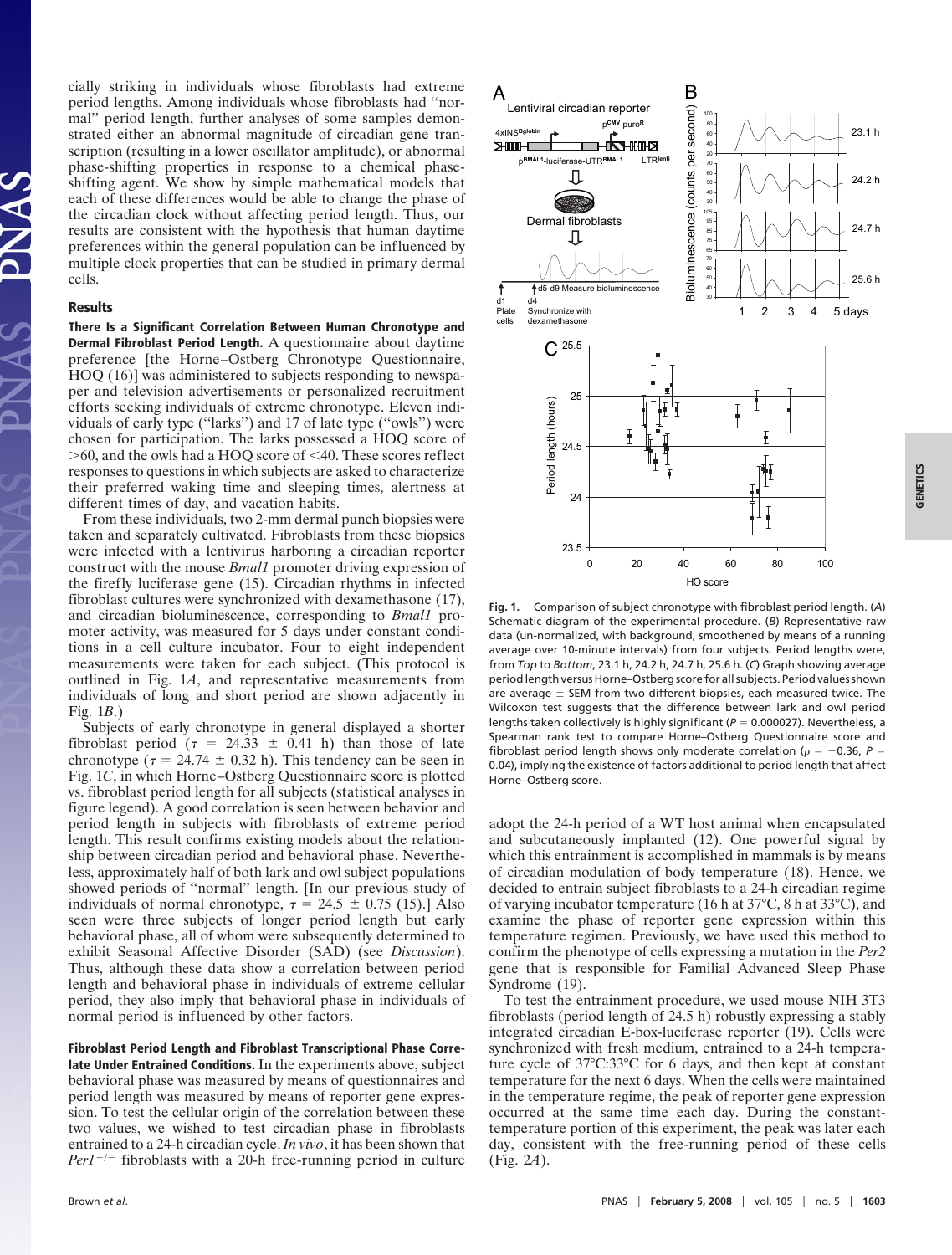cially striking in individuals whose fibroblasts had extreme period lengths. Among individuals whose fibroblasts had "normal" period length, further analyses of some samples demonstrated either an abnormal magnitude of circadian gene transcription (resulting in a lower oscillator amplitude), or abnormal phase-shifting properties in response to a chemical phase-shifting agent. We show by simple mathematical models that each of these differences would be able to change the phase of the circadian clock without affecting period length. Thus, our results are consistent with the hypothesis that human daytime preferences within the general population can be influenced by multiple clock properties that can be studied in primary dermal cells.

## Results

**There Is a Significant Correlation Between Human Chronotype and Dermal Fibroblast Period Length.** A questionnaire about daytime preference [the Horne–Ostberg Chronotype Questionnaire, HOQ (16)] was administered to subjects responding to newspaper and television advertisements or personalized recruitment efforts seeking individuals of extreme chronotype. Eleven individuals of early type ("larks") and 17 of late type ("owls") were chosen for participation. The larks possessed a HOQ score of >60, and the owls had a HOQ score of <40. These scores reflect responses to questions in which subjects are asked to characterize their preferred waking time and sleeping times, alertness at different times of day, and vacation habits.

From these individuals, two 2-mm dermal punch biopsies were taken and separately cultivated. Fibroblasts from these biopsies were infected with a lentivirus harboring a circadian reporter construct with the mouse *Bmal1* promoter driving expression of the firefly luciferase gene (15). Circadian rhythms in infected fibroblast cultures were synchronized with dexamethasone (17), and circadian bioluminescence, corresponding to *Bmal1* promoter activity, was measured for 5 days under constant conditions in a cell culture incubator. Four to eight independent measurements were taken for each subject. (This protocol is outlined in Fig. 1*A*, and representative measurements from individuals of long and short period are shown adjacently in Fig. 1*B*.)

Subjects of early chronotype in general displayed a shorter fibroblast period ($\tau$ = 24.33 ± 0.41 h) than those of late chronotype ($\tau$ = 24.74 ± 0.32 h). This tendency can be seen in Fig. 1*C*, in which Horne–Ostberg Questionnaire score is plotted vs. fibroblast period length for all subjects (statistical analyses in figure legend). A good correlation is seen between behavior and period length in subjects with fibroblasts of extreme period length. This result confirms existing models about the relationship between circadian period and behavioral phase. Nevertheless, approximately half of both lark and owl subject populations showed periods of "normal" length. [In our previous study of individuals of normal chronotype, $\tau$ = 24.5 ± 0.75 (15).] Also seen were three subjects of longer period length but early behavioral phase, all of whom were subsequently determined to exhibit Seasonal Affective Disorder (SAD) (see *Discussion*). Thus, although these data show a correlation between period length and behavioral phase in individuals of extreme cellular period, they also imply that behavioral phase in individuals of normal period is influenced by other factors.

**Fibroblast Period Length and Fibroblast Transcriptional Phase Correlate Under Entrained Conditions.** In the experiments above, subject behavioral phase was measured by means of questionnaires and period length was measured by means of reporter gene expression. To test the cellular origin of the correlation between these two values, we wished to test circadian phase in fibroblasts entrained to a 24-h circadian cycle. *In vivo*, it has been shown that *Per1*$^{-/-}$ fibroblasts with a 20-h free-running period in culture adopt the 24-h period of a WT host animal when encapsulated and subcutaneously implanted (12). One powerful signal by which this entrainment is accomplished in mammals is by means of circadian modulation of body temperature (18). Hence, we decided to entrain subject fibroblasts to a 24-h circadian regime of varying incubator temperature (16 h at 37°C, 8 h at 33°C), and examine the phase of reporter gene expression within this temperature regimen. Previously, we have used this method to confirm the phenotype of cells expressing a mutation in the *Per2* gene that is responsible for Familial Advanced Sleep Phase Syndrome (19).

To test the entrainment procedure, we used mouse NIH 3T3 fibroblasts (period length of 24.5 h) robustly expressing a stably integrated circadian E-box-luciferase reporter (19). Cells were synchronized with fresh medium, entrained to a 24-h temperature cycle of 37°C:33°C for 6 days, and then kept at constant temperature for the next 6 days. When the cells were maintained in the temperature regime, the peak of reporter gene expression occurred at the same time each day. During the constant-temperature portion of this experiment, the peak was later each day, consistent with the free-running period of these cells (Fig. 2*A*).

**Fig. 1.** Comparison of subject chronotype with fibroblast period length. (*A*) Schematic diagram of the experimental procedure. (*B*) Representative raw data (un-normalized, with background, smoothened by means of a running average over 10-minute intervals) from four subjects. Period lengths were, from *Top* to *Bottom*, 23.1 h, 24.2 h, 24.7 h, 25.6 h. (*C*) Graph showing average period length versus Horne–Ostberg score for all subjects. Period values shown are average ± SEM from two different biopsies, each measured twice. The Wilcoxon test suggests that the difference between lark and owl period lengths taken collectively is highly significant ($P$ = 0.000027). Nevertheless, a Spearman rank test to compare Horne–Ostberg Questionnaire score and fibroblast period length shows only moderate correlation ($\rho$ = −0.36, $P$ = 0.04), implying the existence of factors additional to period length that affect Horne–Ostberg score.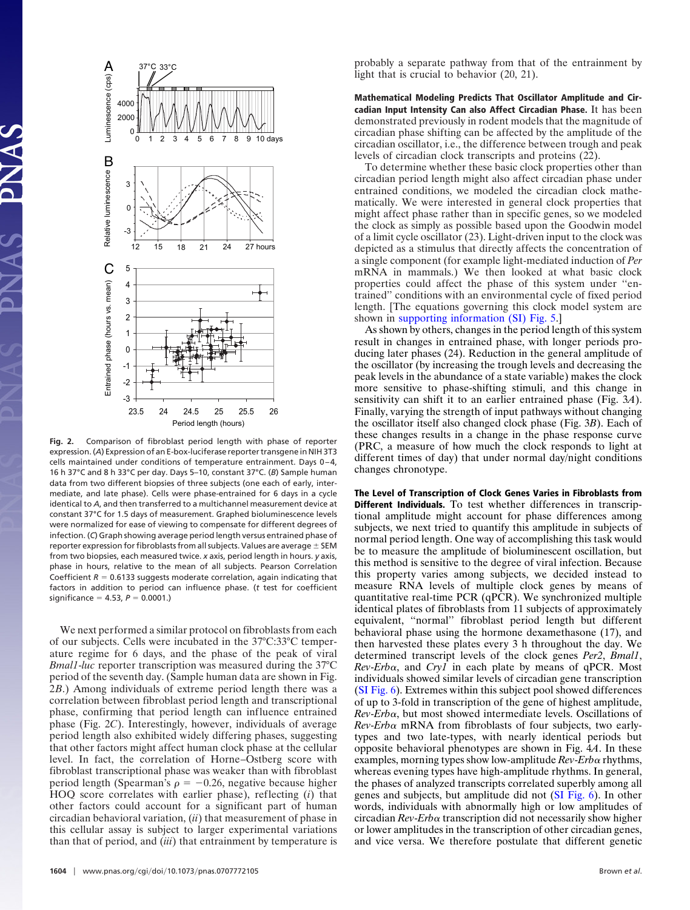Fig. 2. Comparison of fibroblast period length with phase of reporter expression. (*A*) Expression of an E-box-luciferase reporter transgene in NIH 3T3 cells maintained under conditions of temperature entrainment. Days 0–4, 16 h 37°C and 8 h 33°C per day. Days 5–10, constant 37°C. (*B*) Sample human data from two different biopsies of three subjects (one each of early, intermediate, and late phase). Cells were phase-entrained for 6 days in a cycle identical to *A*, and then transferred to a multichannel measurement device at constant 37°C for 1.5 days of measurement. Graphed bioluminescence levels were normalized for ease of viewing to compensate for different degrees of infection. (*C*) Graph showing average period length versus entrained phase of reporter expression for fibroblasts from all subjects. Values are average ± SEM from two biopsies, each measured twice. *x* axis, period length in hours. *y* axis, phase in hours, relative to the mean of all subjects. Pearson Correlation Coefficient $R = 0.6133$ suggests moderate correlation, again indicating that factors in addition to period can influence phase. (*t* test for coefficient significance = 4.53, $P = 0.0001$.)

We next performed a similar protocol on fibroblasts from each of our subjects. Cells were incubated in the 37°C:33°C temperature regime for 6 days, and the phase of the peak of viral *Bmal1-luc* reporter transcription was measured during the 37°C period of the seventh day. (Sample human data are shown in Fig. 2*B*.) Among individuals of extreme period length there was a correlation between fibroblast period length and transcriptional phase, confirming that period length can influence entrained phase (Fig. 2*C*). Interestingly, however, individuals of average period length also exhibited widely differing phases, suggesting that other factors might affect human clock phase at the cellular level. In fact, the correlation of Horne–Ostberg score with fibroblast transcriptional phase was weaker than with fibroblast period length (Spearman's $\rho = -0.26$, negative because higher HOQ score correlates with earlier phase), reflecting (*i*) that other factors could account for a significant part of human circadian behavioral variation, (*ii*) that measurement of phase in this cellular assay is subject to larger experimental variations than that of period, and (*iii*) that entrainment by temperature is probably a separate pathway from that of the entrainment by light that is crucial to behavior (20, 21).

**Mathematical Modeling Predicts That Oscillator Amplitude and Circadian Input Intensity Can also Affect Circadian Phase.** It has been demonstrated previously in rodent models that the magnitude of circadian phase shifting can be affected by the amplitude of the circadian oscillator, i.e., the difference between trough and peak levels of circadian clock transcripts and proteins (22).

To determine whether these basic clock properties other than circadian period length might also affect circadian phase under entrained conditions, we modeled the circadian clock mathematically. We were interested in general clock properties that might affect phase rather than in specific genes, so we modeled the clock as simply as possible based upon the Goodwin model of a limit cycle oscillator (23). Light-driven input to the clock was depicted as a stimulus that directly affects the concentration of a single component (for example light-mediated induction of *Per* mRNA in mammals.) We then looked at what basic clock properties could affect the phase of this system under "entrained" conditions with an environmental cycle of fixed period length. [The equations governing this clock model system are shown in supporting information (SI) Fig. 5.]

As shown by others, changes in the period length of this system result in changes in entrained phase, with longer periods producing later phases (24). Reduction in the general amplitude of the oscillator (by increasing the trough levels and decreasing the peak levels in the abundance of a state variable) makes the clock more sensitive to phase-shifting stimuli, and this change in sensitivity can shift it to an earlier entrained phase (Fig. 3*A*). Finally, varying the strength of input pathways without changing the oscillator itself also changed clock phase (Fig. 3*B*). Each of these changes results in a change in the phase response curve (PRC, a measure of how much the clock responds to light at different times of day) that under normal day/night conditions changes chronotype.

**The Level of Transcription of Clock Genes Varies in Fibroblasts from Different Individuals.** To test whether differences in transcriptional amplitude might account for phase differences among subjects, we next tried to quantify this amplitude in subjects of normal period length. One way of accomplishing this task would be to measure the amplitude of bioluminescent oscillation, but this method is sensitive to the degree of viral infection. Because this property varies among subjects, we decided instead to measure RNA levels of multiple clock genes by means of quantitative real-time PCR (qPCR). We synchronized multiple identical plates of fibroblasts from 11 subjects of approximately equivalent, "normal" fibroblast period length but different behavioral phase using the hormone dexamethasone (17), and then harvested these plates every 3 h throughout the day. We determined transcript levels of the clock genes *Per2*, *Bmal1*, *Rev-Erbα*, and *Cry1* in each plate by means of qPCR. Most individuals showed similar levels of circadian gene transcription (SI Fig. 6). Extremes within this subject pool showed differences of up to 3-fold in transcription of the gene of highest amplitude, *Rev-Erbα*, but most showed intermediate levels. Oscillations of *Rev-Erbα* mRNA from fibroblasts of four subjects, two early-types and two late-types, with nearly identical periods but opposite behavioral phenotypes are shown in Fig. 4*A*. In these examples, morning types show low-amplitude *Rev-Erbα* rhythms, whereas evening types have high-amplitude rhythms. In general, the phases of analyzed transcripts correlated superbly among all genes and subjects, but amplitude did not (SI Fig. 6). In other words, individuals with abnormally high or low amplitudes of circadian *Rev-Erbα* transcription did not necessarily show higher or lower amplitudes in the transcription of other circadian genes, and vice versa. We therefore postulate that different genetic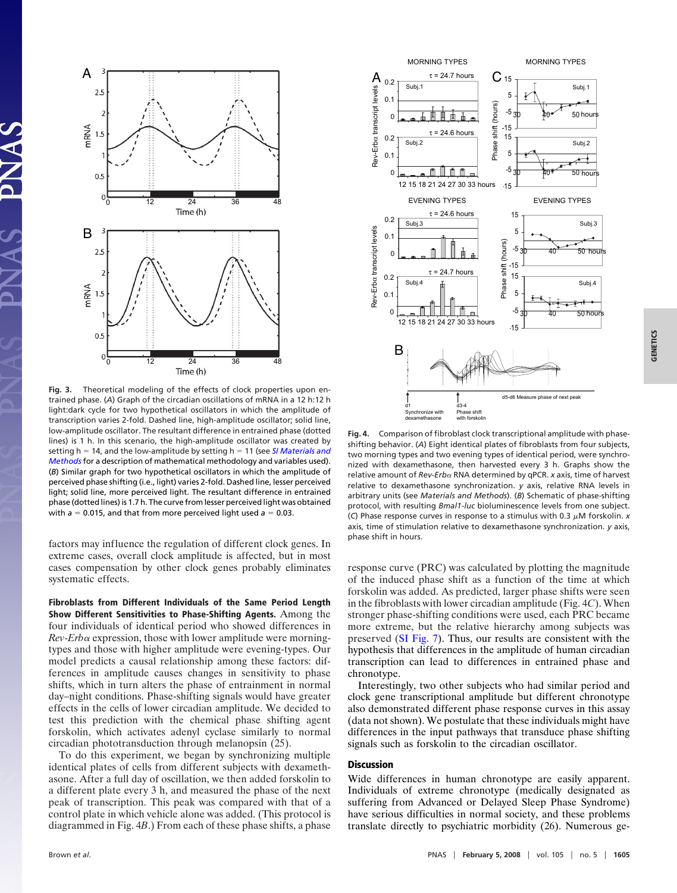**Fig. 3.** Theoretical modeling of the effects of clock properties upon entrained phase. (*A*) Graph of the circadian oscillations of mRNA in a 12 h:12 h light:dark cycle for two hypothetical oscillators in which the amplitude of transcription varies 2-fold. Dashed line, high-amplitude oscillator; solid line, low-amplitude oscillator. The resultant difference in entrained phase (dotted lines) is 1 h. In this scenario, the high-amplitude oscillator was created by setting h = 14, and the low-amplitude by setting h = 11 (see *SI Materials and Methods* for a description of mathematical methodology and variables used). (*B*) Similar graph for two hypothetical oscillators in which the amplitude of perceived phase shifting (i.e., light) varies 2-fold. Dashed line, lesser perceived light; solid line, more perceived light. The resultant difference in entrained phase (dotted lines) is 1.7 h. The curve from lesser perceived light was obtained with *a* = 0.015, and that from more perceived light used *a* = 0.03.

**Fig. 4.** Comparison of fibroblast clock transcriptional amplitude with phase-shifting behavior. (*A*) Eight identical plates of fibroblasts from four subjects, two morning types and two evening types of identical period, were synchronized with dexamethasone, then harvested every 3 h. Graphs show the relative amount of *Rev-Erbα* RNA determined by qPCR. *x* axis, time of harvest relative to dexamethasone synchronization. *y* axis, relative RNA levels in arbitrary units (see *Materials and Methods*). (*B*) Schematic of phase-shifting protocol, with resulting *Bmal1-luc* bioluminescence levels from one subject. (*C*) Phase response curves in response to a stimulus with 0.3 μM forskolin. *x* axis, time of stimulation relative to dexamethasone synchronization. *y* axis, phase shift in hours.

factors may influence the regulation of different clock genes. In extreme cases, overall clock amplitude is affected, but in most cases compensation by other clock genes probably eliminates systematic effects.

**Fibroblasts from Different Individuals of the Same Period Length Show Different Sensitivities to Phase-Shifting Agents.** Among the four individuals of identical period who showed differences in *Rev-Erbα* expression, those with lower amplitude were morning-types and those with higher amplitude were evening-types. Our model predicts a causal relationship among these factors: differences in amplitude causes changes in sensitivity to phase shifts, which in turn alters the phase of entrainment in normal day–night conditions. Phase-shifting signals would have greater effects in the cells of lower circadian amplitude. We decided to test this prediction with the chemical phase shifting agent forskolin, which activates adenyl cyclase similarly to normal circadian phototransduction through melanopsin (25).

To do this experiment, we began by synchronizing multiple identical plates of cells from different subjects with dexamethasone. After a full day of oscillation, we then added forskolin to a different plate every 3 h, and measured the phase of the next peak of transcription. This peak was compared with that of a control plate in which vehicle alone was added. (This protocol is diagrammed in Fig. 4*B*.) From each of these phase shifts, a phase response curve (PRC) was calculated by plotting the magnitude of the induced phase shift as a function of the time at which forskolin was added. As predicted, larger phase shifts were seen in the fibroblasts with lower circadian amplitude (Fig. 4*C*). When stronger phase-shifting conditions were used, each PRC became more extreme, but the relative hierarchy among subjects was preserved (SI Fig. 7). Thus, our results are consistent with the hypothesis that differences in the amplitude of human circadian transcription can lead to differences in entrained phase and chronotype.

Interestingly, two other subjects who had similar period and clock gene transcriptional amplitude but different chronotype also demonstrated different phase response curves in this assay (data not shown). We postulate that these individuals might have differences in the input pathways that transduce phase shifting signals such as forskolin to the circadian oscillator.

## Discussion

Wide differences in human chronotype are easily apparent. Individuals of extreme chronotype (medically designated as suffering from Advanced or Delayed Sleep Phase Syndrome) have serious difficulties in normal society, and these problems translate directly to psychiatric morbidity (26). Numerous ge-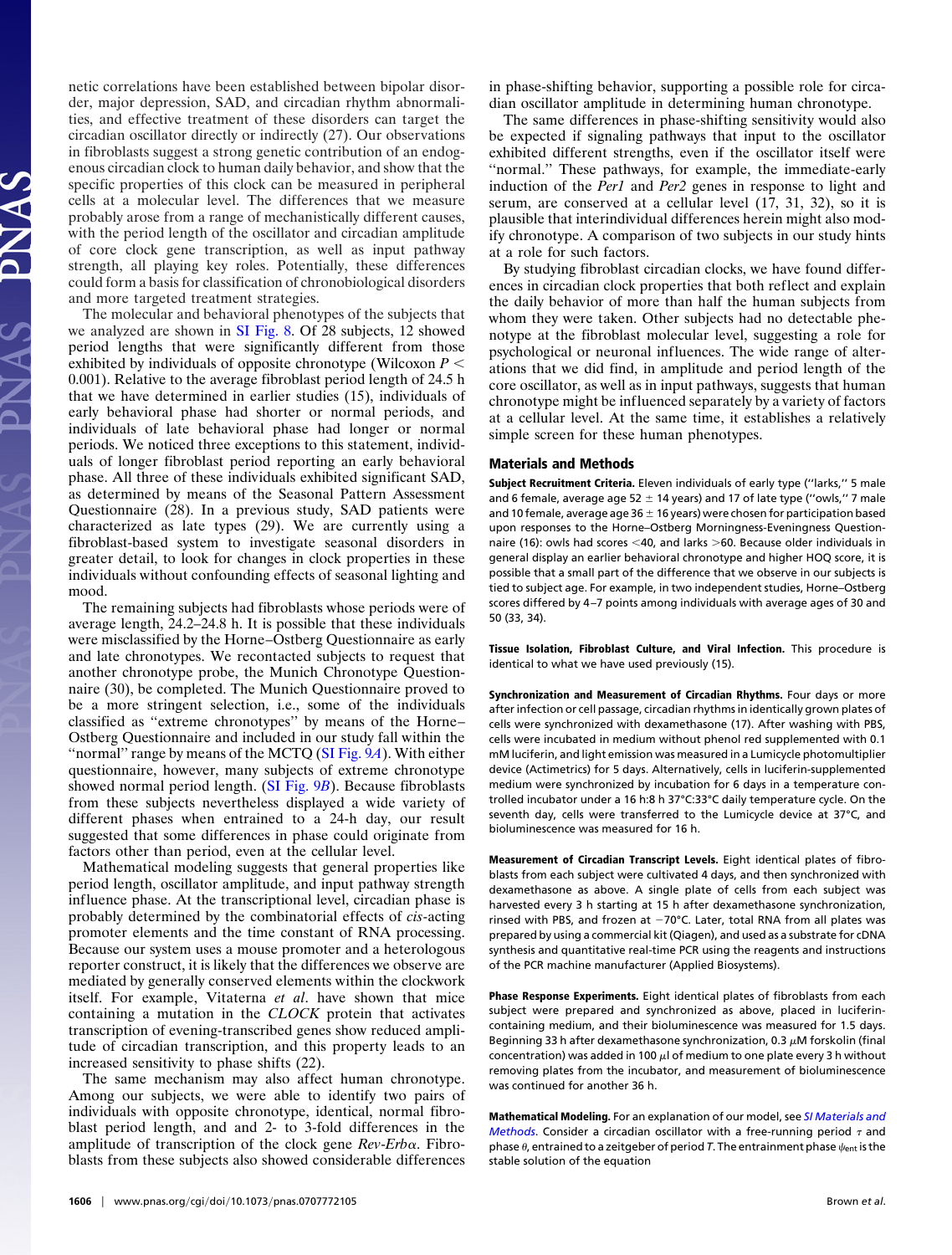netic correlations have been established between bipolar disorder, major depression, SAD, and circadian rhythm abnormalities, and effective treatment of these disorders can target the circadian oscillator directly or indirectly (27). Our observations in fibroblasts suggest a strong genetic contribution of an endogenous circadian clock to human daily behavior, and show that the specific properties of this clock can be measured in peripheral cells at a molecular level. The differences that we measure probably arose from a range of mechanistically different causes, with the period length of the oscillator and circadian amplitude of core clock gene transcription, as well as input pathway strength, all playing key roles. Potentially, these differences could form a basis for classification of chronobiological disorders and more targeted treatment strategies.

The molecular and behavioral phenotypes of the subjects that we analyzed are shown in SI Fig. 8. Of 28 subjects, 12 showed period lengths that were significantly different from those exhibited by individuals of opposite chronotype (Wilcoxon $P < 0.001$). Relative to the average fibroblast period length of 24.5 h that we have determined in earlier studies (15), individuals of early behavioral phase had shorter or normal periods, and individuals of late behavioral phase had longer or normal periods. We noticed three exceptions to this statement, individuals of longer fibroblast period reporting an early behavioral phase. All three of these individuals exhibited significant SAD, as determined by means of the Seasonal Pattern Assessment Questionnaire (28). In a previous study, SAD patients were characterized as late types (29). We are currently using a fibroblast-based system to investigate seasonal disorders in greater detail, to look for changes in clock properties in these individuals without confounding effects of seasonal lighting and mood.

The remaining subjects had fibroblasts whose periods were of average length, 24.2–24.8 h. It is possible that these individuals were misclassified by the Horne–Ostberg Questionnaire as early and late chronotypes. We recontacted subjects to request that another chronotype probe, the Munich Chronotype Questionnaire (30), be completed. The Munich Questionnaire proved to be a more stringent selection, i.e., some of the individuals classified as "extreme chronotypes" by means of the Horne–Ostberg Questionnaire and included in our study fall within the "normal" range by means of the MCTQ (SI Fig. 9*A*). With either questionnaire, however, many subjects of extreme chronotype showed normal period length. (SI Fig. 9*B*). Because fibroblasts from these subjects nevertheless displayed a wide variety of different phases when entrained to a 24-h day, our result suggested that some differences in phase could originate from factors other than period, even at the cellular level.

Mathematical modeling suggests that general properties like period length, oscillator amplitude, and input pathway strength influence phase. At the transcriptional level, circadian phase is probably determined by the combinatorial effects of *cis*-acting promoter elements and the time constant of RNA processing. Because our system uses a mouse promoter and a heterologous reporter construct, it is likely that the differences we observe are mediated by generally conserved elements within the clockwork itself. For example, Vitaterna *et al*. have shown that mice containing a mutation in the *CLOCK* protein that activates transcription of evening-transcribed genes show reduced amplitude of circadian transcription, and this property leads to an increased sensitivity to phase shifts (22).

The same mechanism may also affect human chronotype. Among our subjects, we were able to identify two pairs of individuals with opposite chronotype, identical, normal fibroblast period length, and and 2- to 3-fold differences in the amplitude of transcription of the clock gene *Rev-Erbα*. Fibroblasts from these subjects also showed considerable differences in phase-shifting behavior, supporting a possible role for circadian oscillator amplitude in determining human chronotype.

The same differences in phase-shifting sensitivity would also be expected if signaling pathways that input to the oscillator exhibited different strengths, even if the oscillator itself were "normal." These pathways, for example, the immediate-early induction of the *Per1* and *Per2* genes in response to light and serum, are conserved at a cellular level (17, 31, 32), so it is plausible that interindividual differences herein might also modify chronotype. A comparison of two subjects in our study hints at a role for such factors.

By studying fibroblast circadian clocks, we have found differences in circadian clock properties that both reflect and explain the daily behavior of more than half the human subjects from whom they were taken. Other subjects had no detectable phenotype at the fibroblast molecular level, suggesting a role for psychological or neuronal influences. The wide range of alterations that we did find, in amplitude and period length of the core oscillator, as well as in input pathways, suggests that human chronotype might be influenced separately by a variety of factors at a cellular level. At the same time, it establishes a relatively simple screen for these human phenotypes.

## Materials and Methods

**Subject Recruitment Criteria.** Eleven individuals of early type ("larks," 5 male and 6 female, average age 52 ± 14 years) and 17 of late type ("owls," 7 male and 10 female, average age 36 ± 16 years) were chosen for participation based upon responses to the Horne–Ostberg Morningness-Eveningness Questionnaire (16): owls had scores <40, and larks >60. Because older individuals in general display an earlier chronotype and higher HOQ score, it is possible that a small part of the difference that we observe in our subjects is tied to subject age. For example, in two independent studies, Horne–Ostberg scores differed by 4–7 points among individuals with average ages of 30 and 50 (33, 34).

**Tissue Isolation, Fibroblast Culture, and Viral Infection.** This procedure is identical to what we have used previously (15).

**Synchronization and Measurement of Circadian Rhythms.** Four days or more after infection or cell passage, circadian rhythms in identically grown plates of cells were synchronized with dexamethasone (17). After washing with PBS, cells were incubated in medium without phenol red supplemented with 0.1 mM luciferin, and light emission was measured in a Lumicycle photomultiplier device (Actimetrics) for 5 days. Alternatively, cells in luciferin-supplemented medium were synchronized by incubation for 6 days in a temperature controlled incubator under a 16 h:8 h 37°C:33°C daily temperature cycle. On the seventh day, cells were transferred to the Lumicycle device at 37°C, and bioluminescence was measured for 16 h.

**Measurement of Circadian Transcript Levels.** Eight identical plates of fibroblasts from each subject were cultivated 4 days, and then synchronized with dexamethasone as above. A single plate of cells from each subject was harvested every 3 h starting at 15 h after dexamethasone synchronization, rinsed with PBS, and frozen at −70°C. Later, total RNA from all plates was prepared by using a commercial kit (Qiagen), and used as a substrate for cDNA synthesis and quantitative real-time PCR using the reagents and instructions of the PCR machine manufacturer (Applied Biosystems).

**Phase Response Experiments.** Eight identical plates of fibroblasts from each subject were prepared and synchronized as above, placed in luciferin-containing medium, and their bioluminescence was measured for 1.5 days. Beginning 33 h after dexamethasone synchronization, 0.3 μM forskolin (final concentration) was added in 100 μl of medium to one plate every 3 h without removing plates from the incubator, and measurement of bioluminescence was continued for another 36 h.

**Mathematical Modeling.** For an explanation of our model, see *SI Materials and Methods*. Consider a circadian oscillator with a free-running period $\tau$ and phase $\theta$, entrained to a zeitgeber of period $T$. The entrainment phase $\psi_{ent}$ is the stable solution of the equation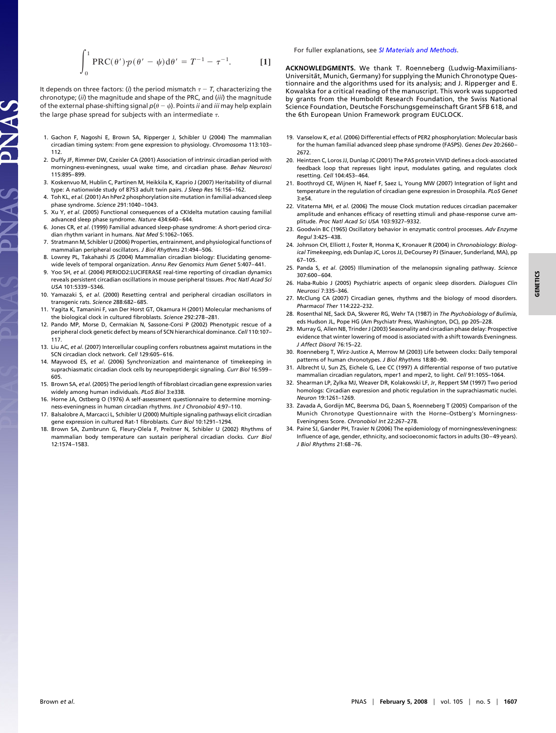$$\int_0^1 \mathrm{PRC}(\theta')\cdot p(\theta' - \psi)\mathrm{d}\theta' = T^{-1} - \tau^{-1}. \qquad \textbf{[1]}$$

It depends on three factors: (*i*) the period mismatch $\tau - T$, characterizing the chronotype; (*ii*) the magnitude and shape of the PRC, and (*iii*) the magnitude of the external phase-shifting signal $p(\theta - \psi)$. Points *ii* and *iii* may help explain the large phase spread for subjects with an intermediate $\tau$.

For fuller explanations, see *SI Materials and Methods*.

**ACKNOWLEDGMENTS.** We thank T. Roenneberg (Ludwig-Maximilians-Universität, Munich, Germany) for supplying the Munich Chronotype Questionnaire and the algorithms used for its analysis; and J. Ripperger and E. Kowalska for a critical reading of the manuscript. This work was supported by grants from the Humboldt Research Foundation, the Swiss National Science Foundation, Deutsche Forschungsgemeinschaft Grant SFB 618, and the 6th European Union Framework program EUCLOCK.

1. Gachon F, Nagoshi E, Brown SA, Ripperger J, Schibler U (2004) The mammalian circadian timing system: From gene expression to physiology. *Chromosoma* 113:103–112.
2. Duffy JF, Rimmer DW, Czeisler CA (2001) Association of intrinsic circadian period with morningness-eveningness, usual wake time, and circadian phase. *Behav Neurosci* 115:895–899.
3. Koskenvuo M, Hublin C, Partinen M, Heikkila K, Kaprio J (2007) Heritability of diurnal type: A nationwide study of 8753 adult twin pairs. *J Sleep Res* 16:156–162.
4. Toh KL, *et al.* (2001) An hPer2 phosphorylation site mutation in familial advanced sleep phase syndrome. *Science* 291:1040–1043.
5. Xu Y, *et al.* (2005) Functional consequences of a CKIdelta mutation causing familial advanced sleep phase syndrome. *Nature* 434:640–644.
6. Jones CR, *et al.* (1999) Familial advanced sleep-phase syndrome: A short-period circadian rhythm variant in humans. *Nat Med* 5:1062–1065.
7. Stratmann M, Schibler U (2006) Properties, entrainment, and physiological functions of mammalian peripheral oscillators. *J Biol Rhythms* 21:494–506.
8. Lowrey PL, Takahashi JS (2004) Mammalian circadian biology: Elucidating genome-wide levels of temporal organization. *Annu Rev Genomics Hum Genet* 5:407–441.
9. Yoo SH, *et al.* (2004) PERIOD2::LUCIFERASE real-time reporting of circadian dynamics reveals persistent circadian oscillations in mouse peripheral tissues. *Proc Natl Acad Sci USA* 101:5339–5346.
10. Yamazaki S, *et al.* (2000) Resetting central and peripheral circadian oscillators in transgenic rats. *Science* 288:682–685.
11. Yagita K, Tamanini F, van Der Horst GT, Okamura H (2001) Molecular mechanisms of the biological clock in cultured fibroblasts. *Science* 292:278–281.
12. Pando MP, Morse D, Cermakian N, Sassone-Corsi P (2002) Phenotypic rescue of a peripheral clock genetic defect by means of SCN hierarchical dominance. *Cell* 110:107–117.
13. Liu AC, *et al.* (2007) Intercellular coupling confers robustness against mutations in the SCN circadian clock network. *Cell* 129:605–616.
14. Maywood ES, *et al.* (2006) Synchronization and maintenance of timekeeping in suprachiasmatic circadian clock cells by neuropeptidergic signaling. *Curr Biol* 16:599–605.
15. Brown SA, *et al.* (2005) The period length of fibroblast circadian gene expression varies widely among human individuals. *PLoS Biol* 3:e338.
16. Horne JA, Ostberg O (1976) A self-assessment questionnaire to determine morningness-eveningness in human circadian rhythms. *Int J Chronobiol* 4:97–110.
17. Balsalobre A, Marcacci L, Schibler U (2000) Multiple signaling pathways elicit circadian gene expression in cultured Rat-1 fibroblasts. *Curr Biol* 10:1291–1294.
18. Brown SA, Zumbrunn G, Fleury-Olela F, Preitner N, Schibler U (2002) Rhythms of mammalian body temperature can sustain peripheral circadian clocks. *Curr Biol* 12:1574–1583.
19. Vanselow K, *et al.* (2006) Differential effects of PER2 phosphorylation: Molecular basis for the human familial advanced sleep phase syndrome (FASPS). *Genes Dev* 20:2660–2672.
20. Heintzen C, Loros JJ, Dunlap JC (2001) The PAS protein VIVID defines a clock-associated feedback loop that represses light input, modulates gating, and regulates clock resetting. *Cell* 104:453–464.
21. Boothroyd CE, Wijnen H, Naef F, Saez L, Young MW (2007) Integration of light and temperature in the regulation of circadian gene expression in Drosophila. *PLoS Genet* 3:e54.
22. Vitaterna MH, *et al.* (2006) The mouse Clock mutation reduces circadian pacemaker amplitude and enhances efficacy of resetting stimuli and phase-response curve amplitude. *Proc Natl Acad Sci USA* 103:9327–9332.
23. Goodwin BC (1965) Oscillatory behavior in enzymatic control processes. *Adv Enzyme Regul* 3:425–438.
24. Johnson CH, Elliott J, Foster R, Honma K, Kronauer R (2004) in *Chronobiology: Biological Timekeeping*, eds Dunlap JC, Loros JJ, DeCoursey PJ (Sinauer, Sunderland, MA), pp 67–105.
25. Panda S, *et al.* (2005) Illumination of the melanopsin signaling pathway. *Science* 307:600–604.
26. Haba-Rubio J (2005) Psychiatric aspects of organic sleep disorders. *Dialogues Clin Neurosci* 7:335–346.
27. McClung CA (2007) Circadian genes, rhythms and the biology of mood disorders. *Pharmacol Ther* 114:222–232.
28. Rosenthal NE, Sack DA, Skwerer RG, Wehr TA (1987) in *The Psychobiology of Bulimia*, eds Hudson JL, Pope HG (Am Psychiatr Press, Washington, DC), pp 205–228.
29. Murray G, Allen NB, Trinder J (2003) Seasonality and circadian phase delay: Prospective evidence that winter lowering of mood is associated with a shift towards Eveningness. *J Affect Disord* 76:15–22.
30. Roenneberg T, Wirz-Justice A, Merrow M (2003) Life between clocks: Daily temporal patterns of human chronotypes. *J Biol Rhythms* 18:80–90.
31. Albrecht U, Sun ZS, Eichele G, Lee CC (1997) A differential response of two putative mammalian circadian regulators, mper1 and mper2, to light. *Cell* 91:1055–1064.
32. Shearman LP, Zylka MJ, Weaver DR, Kolakowski LF, Jr, Reppert SM (1997) Two period homologs: Circadian expression and photic regulation in the suprachiasmatic nuclei. *Neuron* 19:1261–1269.
33. Zavada A, Gordijn MC, Beersma DG, Daan S, Roenneberg T (2005) Comparison of the Munich Chronotype Questionnaire with the Horne–Ostberg's Morningness-Eveningness Score. *Chronobiol Int* 22:267–278.
34. Paine SJ, Gander PH, Travier N (2006) The epidemiology of morningness/eveningness: Influence of age, gender, ethnicity, and socioeconomic factors in adults (30–49 years). *J Biol Rhythms* 21:68–76.